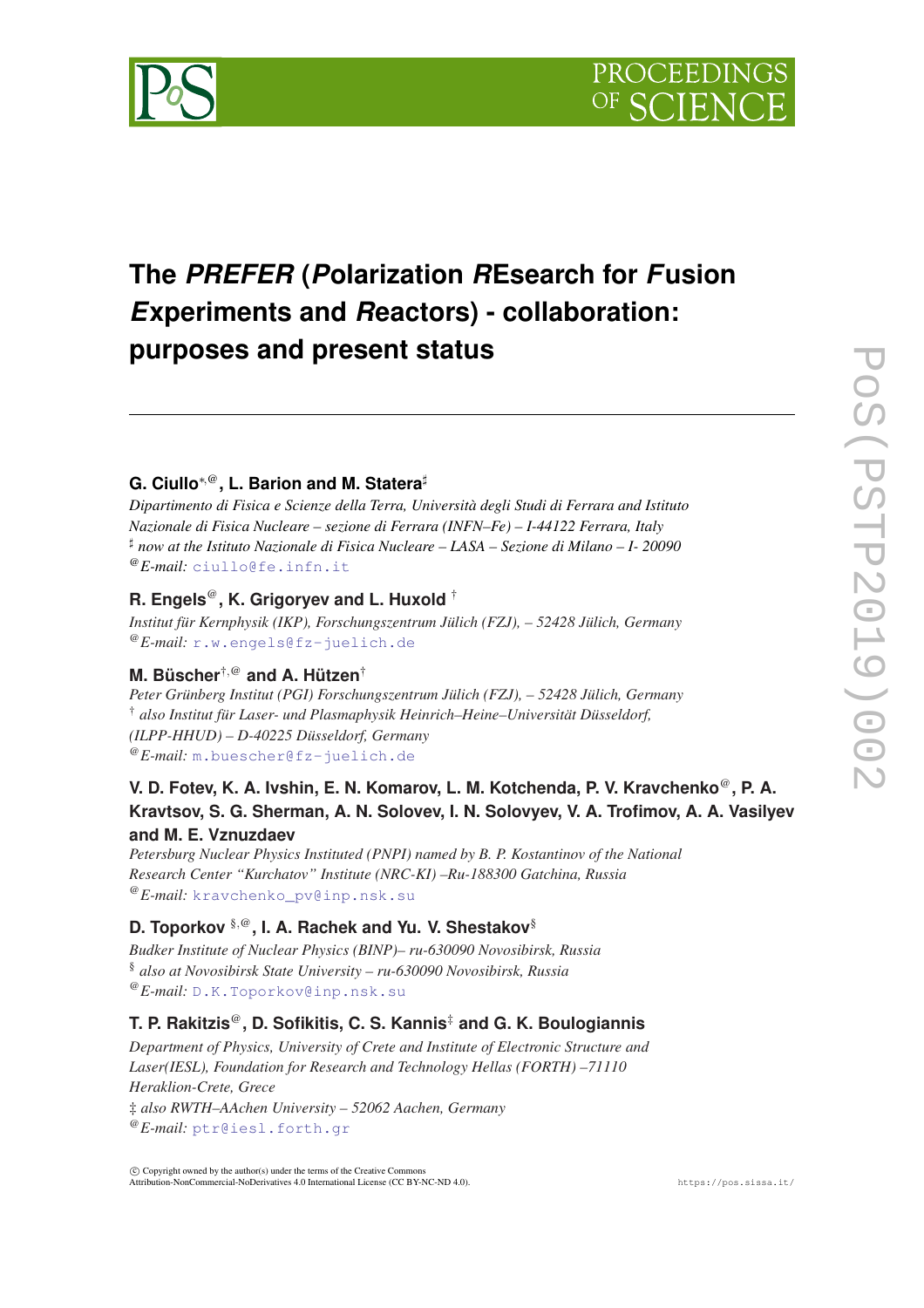# The *PREFER* (*P*olarization *RE*search for *F*usion *E*xperiments and *R*eactors) - collaboration: purposes and present status

**G. Ciullo**[*,@], **L. Barion and M. Statera**[♯]

*Dipartimento di Fisica e Scienze della Terra, Università degli Studi di Ferrara and Istituto Nazionale di Fisica Nucleare – sezione di Ferrara (INFN–Fe) – I-44122 Ferrara, Italy*
[♯] *now at the Istituto Nazionale di Fisica Nucleare – LASA – Sezione di Milano – I- 20090*
[@]*E-mail:* ciullo@fe.infn.it

**R. Engels**[@], **K. Grigoryev and L. Huxold** [†]

*Institut für Kernphysik (IKP), Forschungszentrum Jülich (FZJ), – 52428 Jülich, Germany*
[@]*E-mail:* r.w.engels@fz-juelich.de

**M. Büscher**[†,@] **and A. Hützen**[†]

*Peter Grünberg Institut (PGI) Forschungszentrum Jülich (FZJ), – 52428 Jülich, Germany*
[†] *also Institut für Laser- und Plasmaphysik Heinrich–Heine–Universität Düsseldorf, (ILPP-HHUD) – D-40225 Düsseldorf, Germany*
[@]*E-mail:* m.buescher@fz-juelich.de

**V. D. Fotev, K. A. Ivshin, E. N. Komarov, L. M. Kotchenda, P. V. Kravchenko**[@], **P. A. Kravtsov, S. G. Sherman, A. N. Solovev, I. N. Solovyev, V. A. Trofimov, A. A. Vasilyev and M. E. Vznuzdaev**

*Petersburg Nuclear Physics Instituted (PNPI) named by B. P. Kostantinov of the National Research Center "Kurchatov" Institute (NRC-KI) –Ru-188300 Gatchina, Russia*
[@]*E-mail:* kravchenko_pv@inp.nsk.su

**D. Toporkov** [§,@], **I. A. Rachek and Yu. V. Shestakov**[§]

*Budker Institute of Nuclear Physics (BINP)– ru-630090 Novosibirsk, Russia*
[§] *also at Novosibirsk State University – ru-630090 Novosibirsk, Russia*
[@]*E-mail:* D.K.Toporkov@inp.nsk.su

**T. P. Rakitzis**[@], **D. Sofikitis, C. S. Kannis**[‡] **and G. K. Boulogiannis**

*Department of Physics, University of Crete and Institute of Electronic Structure and Laser(IESL), Foundation for Research and Technology Hellas (FORTH) –71110 Heraklion-Crete, Grece*
‡ *also RWTH–AAchen University – 52062 Aachen, Germany*
[@]*E-mail:* ptr@iesl.forth.gr

© Copyright owned by the author(s) under the terms of the Creative Commons Attribution-NonCommercial-NoDerivatives 4.0 International License (CC BY-NC-ND 4.0).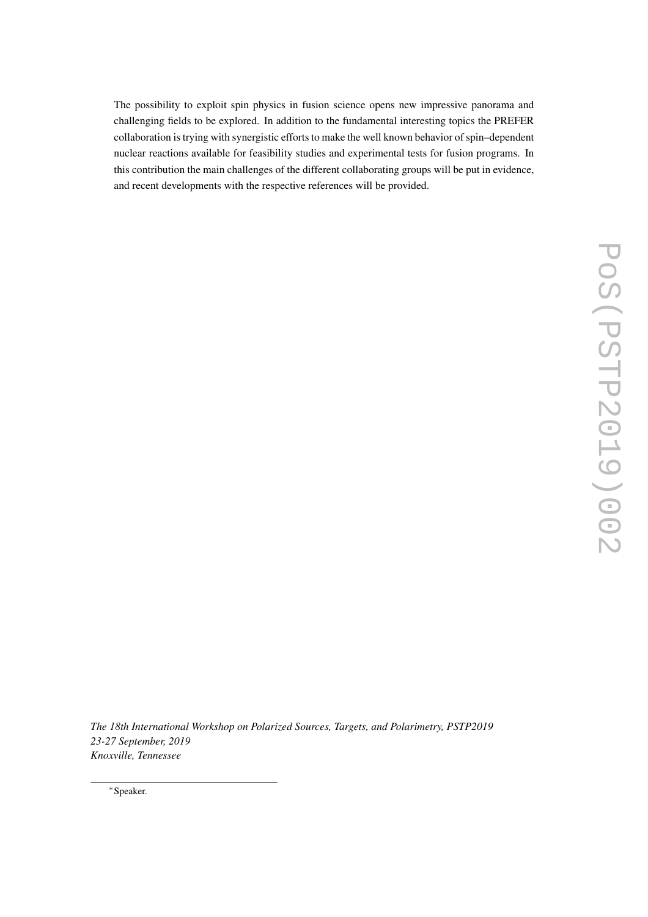The possibility to exploit spin physics in fusion science opens new impressive panorama and challenging fields to be explored. In addition to the fundamental interesting topics the PREFER collaboration is trying with synergistic efforts to make the well known behavior of spin–dependent nuclear reactions available for feasibility studies and experimental tests for fusion programs. In this contribution the main challenges of the different collaborating groups will be put in evidence, and recent developments with the respective references will be provided.

*The 18th International Workshop on Polarized Sources, Targets, and Polarimetry, PSTP2019*
*23-27 September, 2019*
*Knoxville, Tennessee*

*Speaker.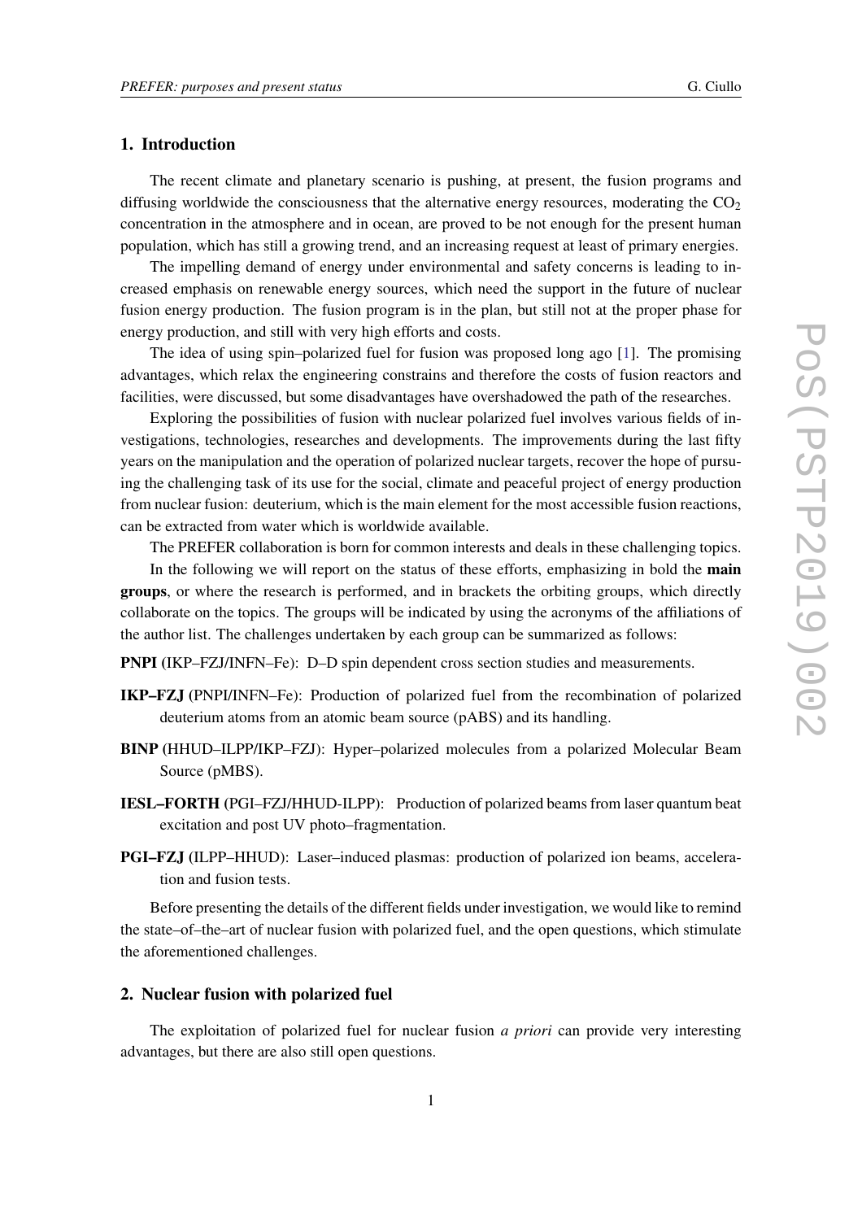## 1. Introduction

The recent climate and planetary scenario is pushing, at present, the fusion programs and diffusing worldwide the consciousness that the alternative energy resources, moderating the $CO_2$ concentration in the atmosphere and in ocean, are proved to be not enough for the present human population, which has still a growing trend, and an increasing request at least of primary energies.

The impelling demand of energy under environmental and safety concerns is leading to increased emphasis on renewable energy sources, which need the support in the future of nuclear fusion energy production. The fusion program is in the plan, but still not at the proper phase for energy production, and still with very high efforts and costs.

The idea of using spin–polarized fuel for fusion was proposed long ago [1]. The promising advantages, which relax the engineering constrains and therefore the costs of fusion reactors and facilities, were discussed, but some disadvantages have overshadowed the path of the researches.

Exploring the possibilities of fusion with nuclear polarized fuel involves various fields of investigations, technologies, researches and developments. The improvements during the last fifty years on the manipulation and the operation of polarized nuclear targets, recover the hope of pursuing the challenging task of its use for the social, climate and peaceful project of energy production from nuclear fusion: deuterium, which is the main element for the most accessible fusion reactions, can be extracted from water which is worldwide available.

The PREFER collaboration is born for common interests and deals in these challenging topics.

In the following we will report on the status of these efforts, emphasizing in bold the **main groups**, or where the research is performed, and in brackets the orbiting groups, which directly collaborate on the topics. The groups will be indicated by using the acronyms of the affiliations of the author list. The challenges undertaken by each group can be summarized as follows:

**PNPI** (IKP–FZJ/INFN–Fe): D–D spin dependent cross section studies and measurements.

**IKP–FZJ** (PNPI/INFN–Fe): Production of polarized fuel from the recombination of polarized deuterium atoms from an atomic beam source (pABS) and its handling.

**BINP** (HHUD–ILPP/IKP–FZJ): Hyper–polarized molecules from a polarized Molecular Beam Source (pMBS).

**IESL–FORTH** (PGI–FZJ/HHUD-ILPP): Production of polarized beams from laser quantum beat excitation and post UV photo–fragmentation.

**PGI–FZJ** (ILPP–HHUD): Laser–induced plasmas: production of polarized ion beams, acceleration and fusion tests.

Before presenting the details of the different fields under investigation, we would like to remind the state–of–the–art of nuclear fusion with polarized fuel, and the open questions, which stimulate the aforementioned challenges.

## 2. Nuclear fusion with polarized fuel

The exploitation of polarized fuel for nuclear fusion *a priori* can provide very interesting advantages, but there are also still open questions.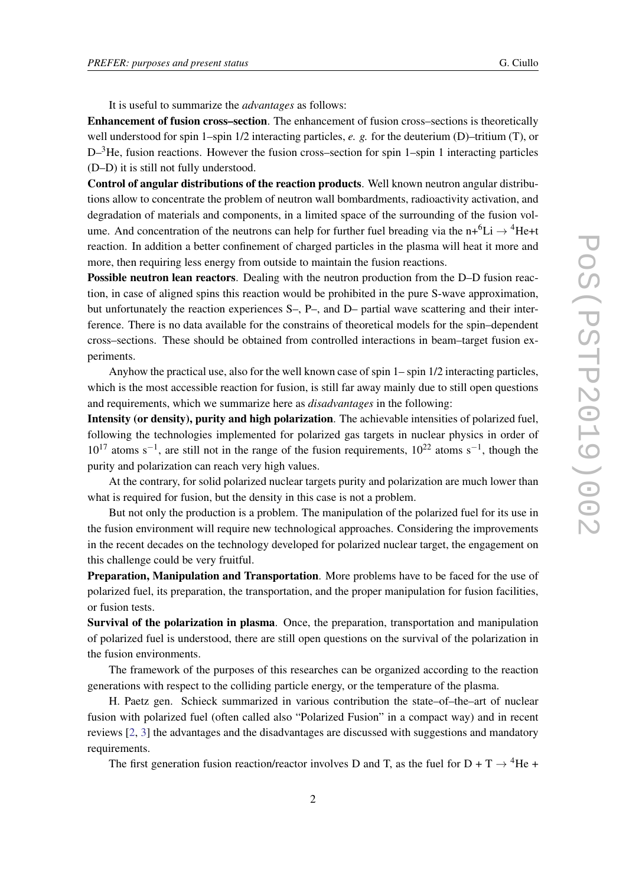It is useful to summarize the *advantages* as follows:

**Enhancement of fusion cross–section**. The enhancement of fusion cross–sections is theoretically well understood for spin 1–spin 1/2 interacting particles, *e. g.* for the deuterium (D)–tritium (T), or D–$^3$He, fusion reactions. However the fusion cross–section for spin 1–spin 1 interacting particles (D–D) it is still not fully understood.

**Control of angular distributions of the reaction products**. Well known neutron angular distributions allow to concentrate the problem of neutron wall bombardments, radioactivity activation, and degradation of materials and components, in a limited space of the surrounding of the fusion volume. And concentration of the neutrons can help for further fuel breading via the n+$^6$Li $\rightarrow$ $^4$He+t reaction. In addition a better confinement of charged particles in the plasma will heat it more and more, then requiring less energy from outside to maintain the fusion reactions.

**Possible neutron lean reactors**. Dealing with the neutron production from the D–D fusion reaction, in case of aligned spins this reaction would be prohibited in the pure S-wave approximation, but unfortunately the reaction experiences S–, P–, and D– partial wave scattering and their interference. There is no data available for the constrains of theoretical models for the spin–dependent cross–sections. These should be obtained from controlled interactions in beam–target fusion experiments.

Anyhow the practical use, also for the well known case of spin 1– spin 1/2 interacting particles, which is the most accessible reaction for fusion, is still far away mainly due to still open questions and requirements, which we summarize here as *disadvantages* in the following:

**Intensity (or density), purity and high polarization**. The achievable intensities of polarized fuel, following the technologies implemented for polarized gas targets in nuclear physics in order of $10^{17}$ atoms s$^{-1}$, are still not in the range of the fusion requirements, $10^{22}$ atoms s$^{-1}$, though the purity and polarization can reach very high values.

At the contrary, for solid polarized nuclear targets purity and polarization are much lower than what is required for fusion, but the density in this case is not a problem.

But not only the production is a problem. The manipulation of the polarized fuel for its use in the fusion environment will require new technological approaches. Considering the improvements in the recent decades on the technology developed for polarized nuclear target, the engagement on this challenge could be very fruitful.

**Preparation, Manipulation and Transportation**. More problems have to be faced for the use of polarized fuel, its preparation, the transportation, and the proper manipulation for fusion facilities, or fusion tests.

**Survival of the polarization in plasma**. Once, the preparation, transportation and manipulation of polarized fuel is understood, there are still open questions on the survival of the polarization in the fusion environments.

The framework of the purposes of this researches can be organized according to the reaction generations with respect to the colliding particle energy, or the temperature of the plasma.

H. Paetz gen. Schieck summarized in various contribution the state–of–the–art of nuclear fusion with polarized fuel (often called also "Polarized Fusion" in a compact way) and in recent reviews [2, 3] the advantages and the disadvantages are discussed with suggestions and mandatory requirements.

The first generation fusion reaction/reactor involves D and T, as the fuel for D + T $\rightarrow$ $^4$He +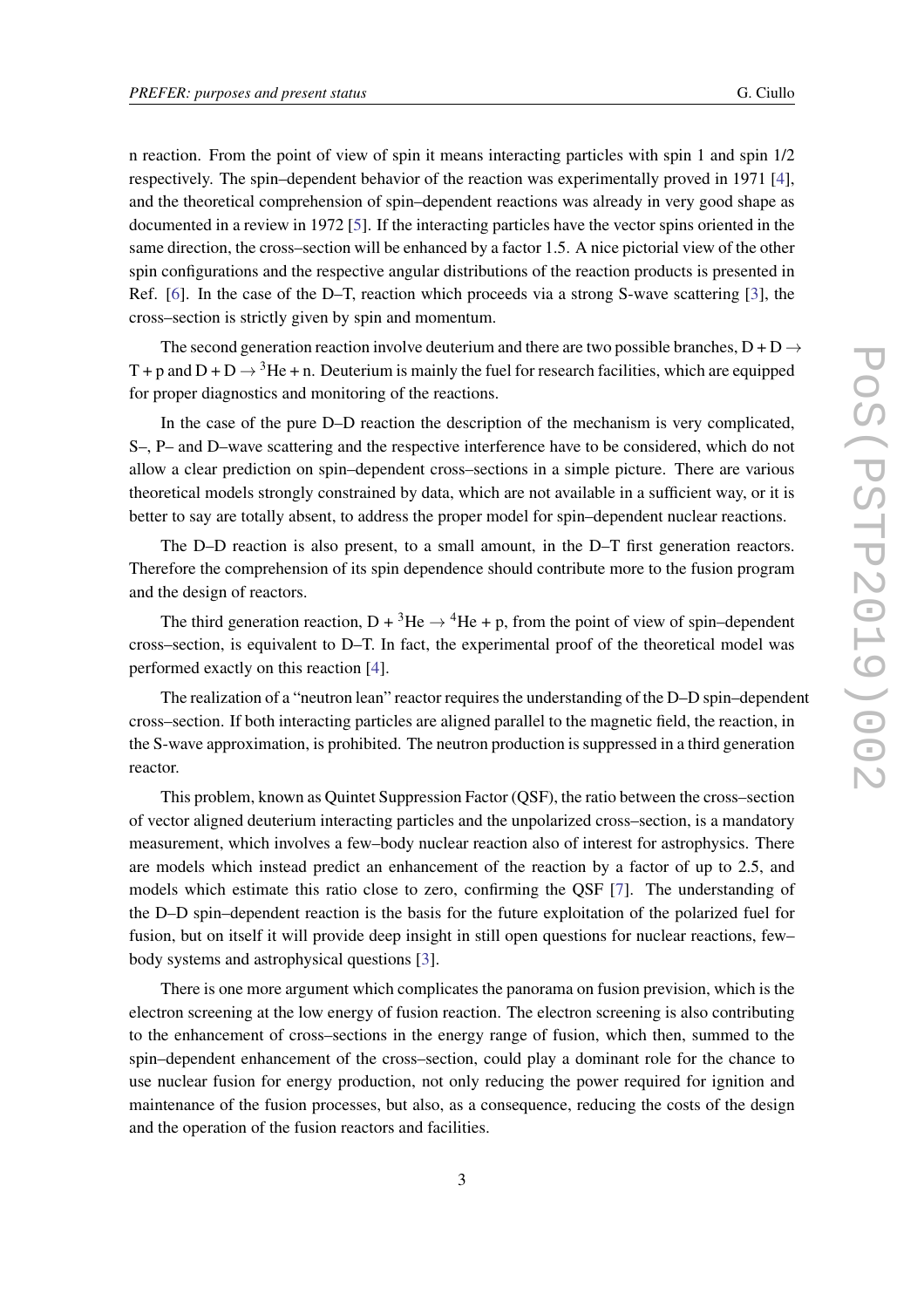n reaction. From the point of view of spin it means interacting particles with spin 1 and spin 1/2 respectively. The spin–dependent behavior of the reaction was experimentally proved in 1971 [4], and the theoretical comprehension of spin–dependent reactions was already in very good shape as documented in a review in 1972 [5]. If the interacting particles have the vector spins oriented in the same direction, the cross–section will be enhanced by a factor 1.5. A nice pictorial view of the other spin configurations and the respective angular distributions of the reaction products is presented in Ref. [6]. In the case of the D–T, reaction which proceeds via a strong S-wave scattering [3], the cross–section is strictly given by spin and momentum.

The second generation reaction involve deuterium and there are two possible branches, $D + D \rightarrow T + p$ and $D + D \rightarrow {}^3He + n$. Deuterium is mainly the fuel for research facilities, which are equipped for proper diagnostics and monitoring of the reactions.

In the case of the pure D–D reaction the description of the mechanism is very complicated, S–, P– and D–wave scattering and the respective interference have to be considered, which do not allow a clear prediction on spin–dependent cross–sections in a simple picture. There are various theoretical models strongly constrained by data, which are not available in a sufficient way, or it is better to say are totally absent, to address the proper model for spin–dependent nuclear reactions.

The D–D reaction is also present, to a small amount, in the D–T first generation reactors. Therefore the comprehension of its spin dependence should contribute more to the fusion program and the design of reactors.

The third generation reaction, $D + {}^3He \rightarrow {}^4He + p$, from the point of view of spin–dependent cross–section, is equivalent to D–T. In fact, the experimental proof of the theoretical model was performed exactly on this reaction [4].

The realization of a "neutron lean" reactor requires the understanding of the D–D spin–dependent cross–section. If both interacting particles are aligned parallel to the magnetic field, the reaction, in the S-wave approximation, is prohibited. The neutron production is suppressed in a third generation reactor.

This problem, known as Quintet Suppression Factor (QSF), the ratio between the cross–section of vector aligned deuterium interacting particles and the unpolarized cross–section, is a mandatory measurement, which involves a few–body nuclear reaction also of interest for astrophysics. There are models which instead predict an enhancement of the reaction by a factor of up to 2.5, and models which estimate this ratio close to zero, confirming the QSF [7]. The understanding of the D–D spin–dependent reaction is the basis for the future exploitation of the polarized fuel for fusion, but on itself it will provide deep insight in still open questions for nuclear reactions, few–body systems and astrophysical questions [3].

There is one more argument which complicates the panorama on fusion prevision, which is the electron screening at the low energy of fusion reaction. The electron screening is also contributing to the enhancement of cross–sections in the energy range of fusion, which then, summed to the spin–dependent enhancement of the cross–section, could play a dominant role for the chance to use nuclear fusion for energy production, not only reducing the power required for ignition and maintenance of the fusion processes, but also, as a consequence, reducing the costs of the design and the operation of the fusion reactors and facilities.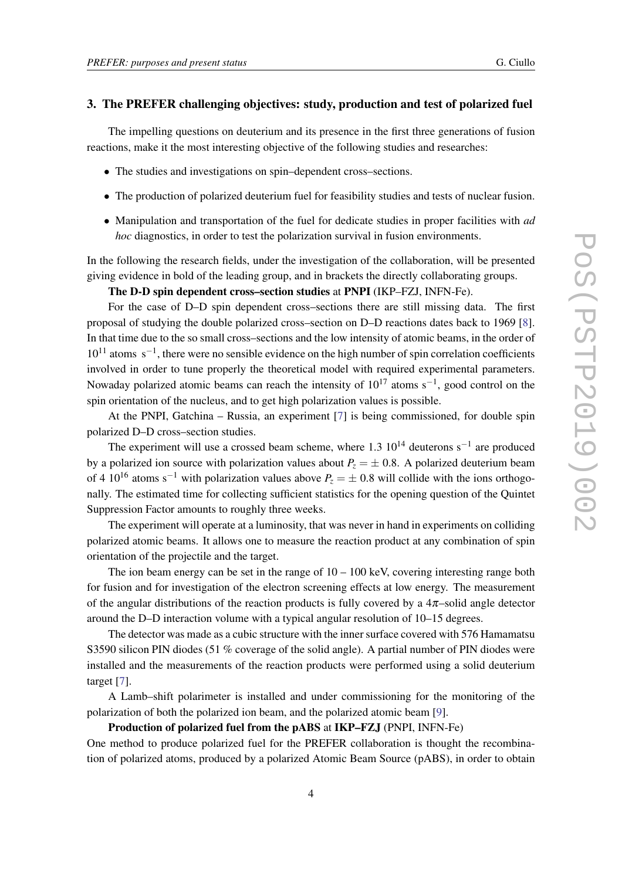## 3. The PREFER challenging objectives: study, production and test of polarized fuel

The impelling questions on deuterium and its presence in the first three generations of fusion reactions, make it the most interesting objective of the following studies and researches:

- The studies and investigations on spin–dependent cross–sections.
- The production of polarized deuterium fuel for feasibility studies and tests of nuclear fusion.
- Manipulation and transportation of the fuel for dedicate studies in proper facilities with *ad hoc* diagnostics, in order to test the polarization survival in fusion environments.

In the following the research fields, under the investigation of the collaboration, will be presented giving evidence in bold of the leading group, and in brackets the directly collaborating groups.

**The D-D spin dependent cross–section studies** at **PNPI** (IKP–FZJ, INFN-Fe).

For the case of D–D spin dependent cross–sections there are still missing data. The first proposal of studying the double polarized cross–section on D–D reactions dates back to 1969 [8]. In that time due to the so small cross–sections and the low intensity of atomic beams, in the order of $10^{11}$ atoms $s^{-1}$, there were no sensible evidence on the high number of spin correlation coefficients involved in order to tune properly the theoretical model with required experimental parameters. Nowaday polarized atomic beams can reach the intensity of $10^{17}$ atoms $s^{-1}$, good control on the spin orientation of the nucleus, and to get high polarization values is possible.

At the PNPI, Gatchina – Russia, an experiment [7] is being commissioned, for double spin polarized D–D cross–section studies.

The experiment will use a crossed beam scheme, where 1.3 $10^{14}$ deuterons $s^{-1}$ are produced by a polarized ion source with polarization values about $P_z = \pm\, 0.8$. A polarized deuterium beam of 4 $10^{16}$ atoms $s^{-1}$ with polarization values above $P_z = \pm\, 0.8$ will collide with the ions orthogonally. The estimated time for collecting sufficient statistics for the opening question of the Quintet Suppression Factor amounts to roughly three weeks.

The experiment will operate at a luminosity, that was never in hand in experiments on colliding polarized atomic beams. It allows one to measure the reaction product at any combination of spin orientation of the projectile and the target.

The ion beam energy can be set in the range of 10 – 100 keV, covering interesting range both for fusion and for investigation of the electron screening effects at low energy. The measurement of the angular distributions of the reaction products is fully covered by a $4\pi$–solid angle detector around the D–D interaction volume with a typical angular resolution of 10–15 degrees.

The detector was made as a cubic structure with the inner surface covered with 576 Hamamatsu S3590 silicon PIN diodes (51 % coverage of the solid angle). A partial number of PIN diodes were installed and the measurements of the reaction products were performed using a solid deuterium target [7].

A Lamb–shift polarimeter is installed and under commissioning for the monitoring of the polarization of both the polarized ion beam, and the polarized atomic beam [9].

**Production of polarized fuel from the pABS** at **IKP–FZJ** (PNPI, INFN-Fe)

One method to produce polarized fuel for the PREFER collaboration is thought the recombination of polarized atoms, produced by a polarized Atomic Beam Source (pABS), in order to obtain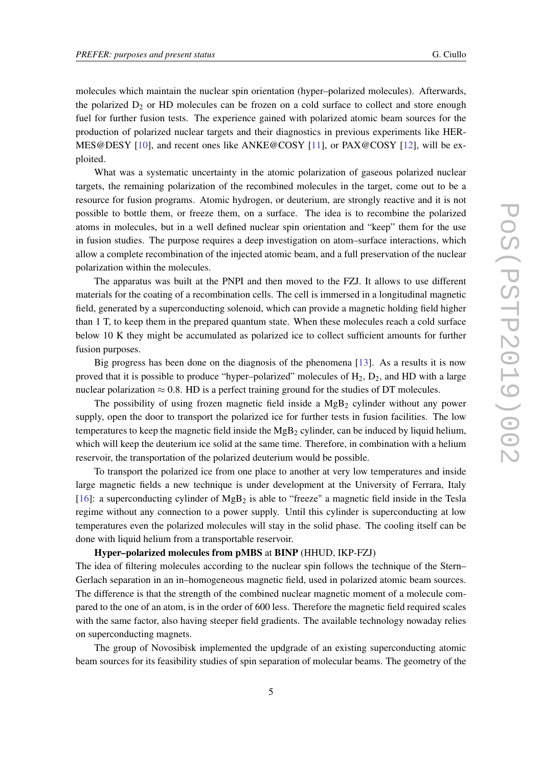molecules which maintain the nuclear spin orientation (hyper–polarized molecules). Afterwards, the polarized $D_2$ or HD molecules can be frozen on a cold surface to collect and store enough fuel for further fusion tests. The experience gained with polarized atomic beam sources for the production of polarized nuclear targets and their diagnostics in previous experiments like HERMES@DESY [10], and recent ones like ANKE@COSY [11], or PAX@COSY [12], will be exploited.

What was a systematic uncertainty in the atomic polarization of gaseous polarized nuclear targets, the remaining polarization of the recombined molecules in the target, come out to be a resource for fusion programs. Atomic hydrogen, or deuterium, are strongly reactive and it is not possible to bottle them, or freeze them, on a surface. The idea is to recombine the polarized atoms in molecules, but in a well defined nuclear spin orientation and "keep" them for the use in fusion studies. The purpose requires a deep investigation on atom–surface interactions, which allow a complete recombination of the injected atomic beam, and a full preservation of the nuclear polarization within the molecules.

The apparatus was built at the PNPI and then moved to the FZJ. It allows to use different materials for the coating of a recombination cells. The cell is immersed in a longitudinal magnetic field, generated by a superconducting solenoid, which can provide a magnetic holding field higher than 1 T, to keep them in the prepared quantum state. When these molecules reach a cold surface below 10 K they might be accumulated as polarized ice to collect sufficient amounts for further fusion purposes.

Big progress has been done on the diagnosis of the phenomena [13]. As a results it is now proved that it is possible to produce "hyper–polarized" molecules of $H_2$, $D_2$, and HD with a large nuclear polarization $\approx 0.8$. HD is a perfect training ground for the studies of DT molecules.

The possibility of using frozen magnetic field inside a $MgB_2$ cylinder without any power supply, open the door to transport the polarized ice for further tests in fusion facilities. The low temperatures to keep the magnetic field inside the $MgB_2$ cylinder, can be induced by liquid helium, which will keep the deuterium ice solid at the same time. Therefore, in combination with a helium reservoir, the transportation of the polarized deuterium would be possible.

To transport the polarized ice from one place to another at very low temperatures and inside large magnetic fields a new technique is under development at the University of Ferrara, Italy [16]: a superconducting cylinder of $MgB_2$ is able to "freeze" a magnetic field inside in the Tesla regime without any connection to a power supply. Until this cylinder is superconducting at low temperatures even the polarized molecules will stay in the solid phase. The cooling itself can be done with liquid helium from a transportable reservoir.

**Hyper–polarized molecules from pMBS** at **BINP** (HHUD, IKP-FZJ)
The idea of filtering molecules according to the nuclear spin follows the technique of the Stern–Gerlach separation in an in–homogeneous magnetic field, used in polarized atomic beam sources. The difference is that the strength of the combined nuclear magnetic moment of a molecule compared to the one of an atom, is in the order of 600 less. Therefore the magnetic field required scales with the same factor, also having steeper field gradients. The available technology nowaday relies on superconducting magnets.

The group of Novosibisk implemented the updgrade of an existing superconducting atomic beam sources for its feasibility studies of spin separation of molecular beams. The geometry of the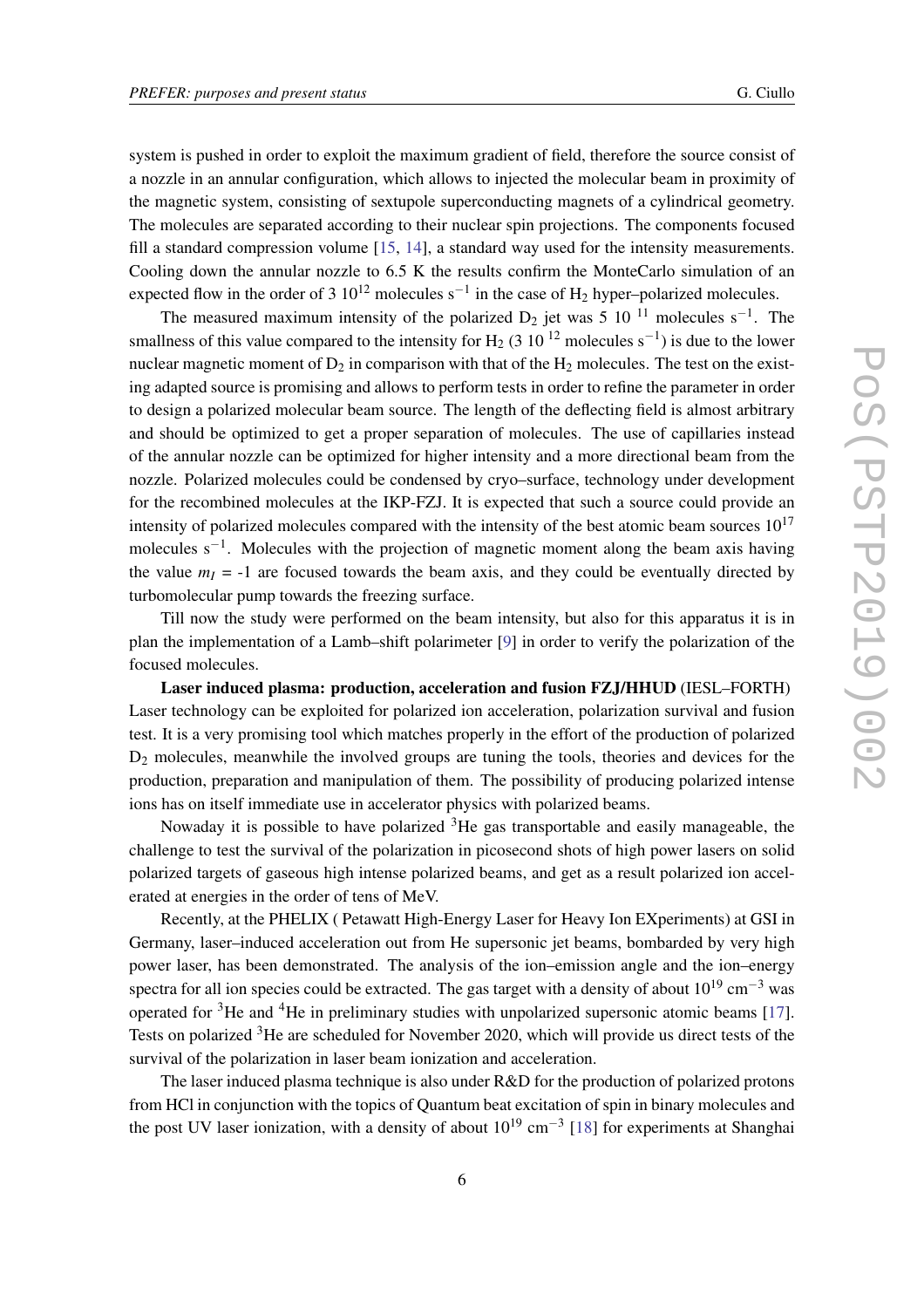system is pushed in order to exploit the maximum gradient of field, therefore the source consist of a nozzle in an annular configuration, which allows to injected the molecular beam in proximity of the magnetic system, consisting of sextupole superconducting magnets of a cylindrical geometry. The molecules are separated according to their nuclear spin projections. The components focused fill a standard compression volume [15, 14], a standard way used for the intensity measurements. Cooling down the annular nozzle to 6.5 K the results confirm the MonteCarlo simulation of an expected flow in the order of 3 $10^{12}$ molecules $s^{-1}$ in the case of $H_2$ hyper–polarized molecules.

The measured maximum intensity of the polarized $D_2$ jet was 5 $10^{11}$ molecules $s^{-1}$. The smallness of this value compared to the intensity for $H_2$ (3 $10^{12}$ molecules $s^{-1}$) is due to the lower nuclear magnetic moment of $D_2$ in comparison with that of the $H_2$ molecules. The test on the existing adapted source is promising and allows to perform tests in order to refine the parameter in order to design a polarized molecular beam source. The length of the deflecting field is almost arbitrary and should be optimized to get a proper separation of molecules. The use of capillaries instead of the annular nozzle can be optimized for higher intensity and a more directional beam from the nozzle. Polarized molecules could be condensed by cryo–surface, technology under development for the recombined molecules at the IKP-FZJ. It is expected that such a source could provide an intensity of polarized molecules compared with the intensity of the best atomic beam sources $10^{17}$ molecules $s^{-1}$. Molecules with the projection of magnetic moment along the beam axis having the value $m_I$ = -1 are focused towards the beam axis, and they could be eventually directed by turbomolecular pump towards the freezing surface.

Till now the study were performed on the beam intensity, but also for this apparatus it is in plan the implementation of a Lamb–shift polarimeter [9] in order to verify the polarization of the focused molecules.

**Laser induced plasma: production, acceleration and fusion FZJ/HHUD** (IESL–FORTH) Laser technology can be exploited for polarized ion acceleration, polarization survival and fusion test. It is a very promising tool which matches properly in the effort of the production of polarized $D_2$ molecules, meanwhile the involved groups are tuning the tools, theories and devices for the production, preparation and manipulation of them. The possibility of producing polarized intense ions has on itself immediate use in accelerator physics with polarized beams.

Nowaday it is possible to have polarized $^3$He gas transportable and easily manageable, the challenge to test the survival of the polarization in picosecond shots of high power lasers on solid polarized targets of gaseous high intense polarized beams, and get as a result polarized ion accelerated at energies in the order of tens of MeV.

Recently, at the PHELIX ( Petawatt High-Energy Laser for Heavy Ion EXperiments) at GSI in Germany, laser–induced acceleration out from He supersonic jet beams, bombarded by very high power laser, has been demonstrated. The analysis of the ion–emission angle and the ion–energy spectra for all ion species could be extracted. The gas target with a density of about $10^{19}$ $cm^{-3}$ was operated for $^3$He and $^4$He in preliminary studies with unpolarized supersonic atomic beams [17]. Tests on polarized $^3$He are scheduled for November 2020, which will provide us direct tests of the survival of the polarization in laser beam ionization and acceleration.

The laser induced plasma technique is also under R&D for the production of polarized protons from HCl in conjunction with the topics of Quantum beat excitation of spin in binary molecules and the post UV laser ionization, with a density of about $10^{19}$ $cm^{-3}$ [18] for experiments at Shanghai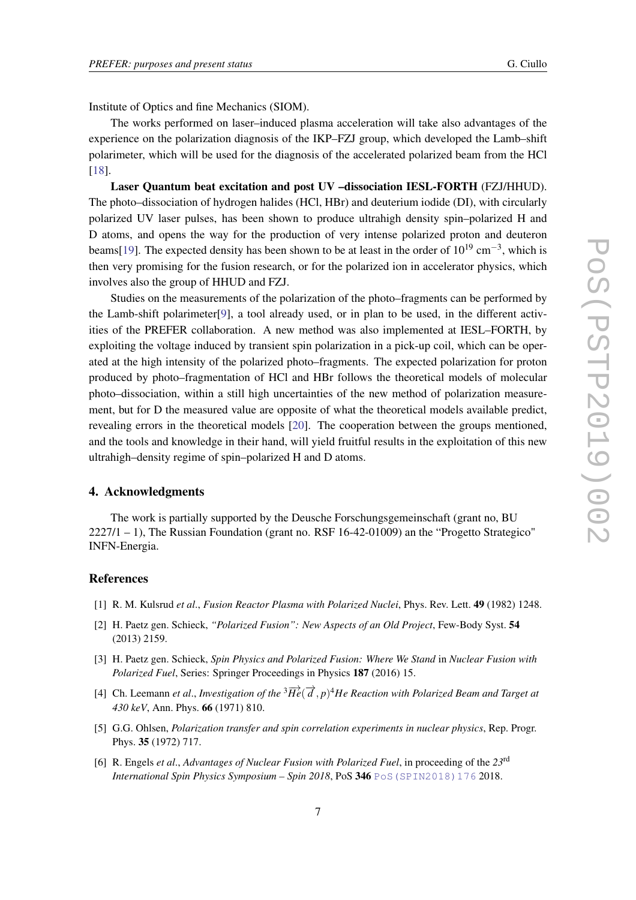Institute of Optics and fine Mechanics (SIOM).

The works performed on laser–induced plasma acceleration will take also advantages of the experience on the polarization diagnosis of the IKP–FZJ group, which developed the Lamb–shift polarimeter, which will be used for the diagnosis of the accelerated polarized beam from the HCl [18].

**Laser Quantum beat excitation and post UV –dissociation IESL-FORTH** (FZJ/HHUD). The photo–dissociation of hydrogen halides (HCl, HBr) and deuterium iodide (DI), with circularly polarized UV laser pulses, has been shown to produce ultrahigh density spin–polarized H and D atoms, and opens the way for the production of very intense polarized proton and deuteron beams[19]. The expected density has been shown to be at least in the order of $10^{19}$ cm$^{-3}$, which is then very promising for the fusion research, or for the polarized ion in accelerator physics, which involves also the group of HHUD and FZJ.

Studies on the measurements of the polarization of the photo–fragments can be performed by the Lamb-shift polarimeter[9], a tool already used, or in plan to be used, in the different activities of the PREFER collaboration. A new method was also implemented at IESL–FORTH, by exploiting the voltage induced by transient spin polarization in a pick-up coil, which can be operated at the high intensity of the polarized photo–fragments. The expected polarization for proton produced by photo–fragmentation of HCl and HBr follows the theoretical models of molecular photo–dissociation, within a still high uncertainties of the new method of polarization measurement, but for D the measured value are opposite of what the theoretical models available predict, revealing errors in the theoretical models [20]. The cooperation between the groups mentioned, and the tools and knowledge in their hand, will yield fruitful results in the exploitation of this new ultrahigh–density regime of spin–polarized H and D atoms.

## 4. Acknowledgments

The work is partially supported by the Deusche Forschungsgemeinschaft (grant no, BU 2227/1 – 1), The Russian Foundation (grant no. RSF 16-42-01009) an the "Progetto Strategico" INFN-Energia.

## References

[1] R. M. Kulsrud *et al.*, *Fusion Reactor Plasma with Polarized Nuclei*, Phys. Rev. Lett. **49** (1982) 1248.

[2] H. Paetz gen. Schieck, *"Polarized Fusion": New Aspects of an Old Project*, Few-Body Syst. **54** (2013) 2159.

[3] H. Paetz gen. Schieck, *Spin Physics and Polarized Fusion: Where We Stand* in *Nuclear Fusion with Polarized Fuel*, Series: Springer Proceedings in Physics **187** (2016) 15.

[4] Ch. Leemann *et al.*, *Investigation of the* $^3\overrightarrow{He}(\overrightarrow{d},p)^4He$ *Reaction with Polarized Beam and Target at 430 keV*, Ann. Phys. **66** (1971) 810.

[5] G.G. Ohlsen, *Polarization transfer and spin correlation experiments in nuclear physics*, Rep. Progr. Phys. **35** (1972) 717.

[6] R. Engels *et al.*, *Advantages of Nuclear Fusion with Polarized Fuel*, in proceeding of the *23rd International Spin Physics Symposium – Spin 2018*, PoS **346** PoS(SPIN2018)176 2018.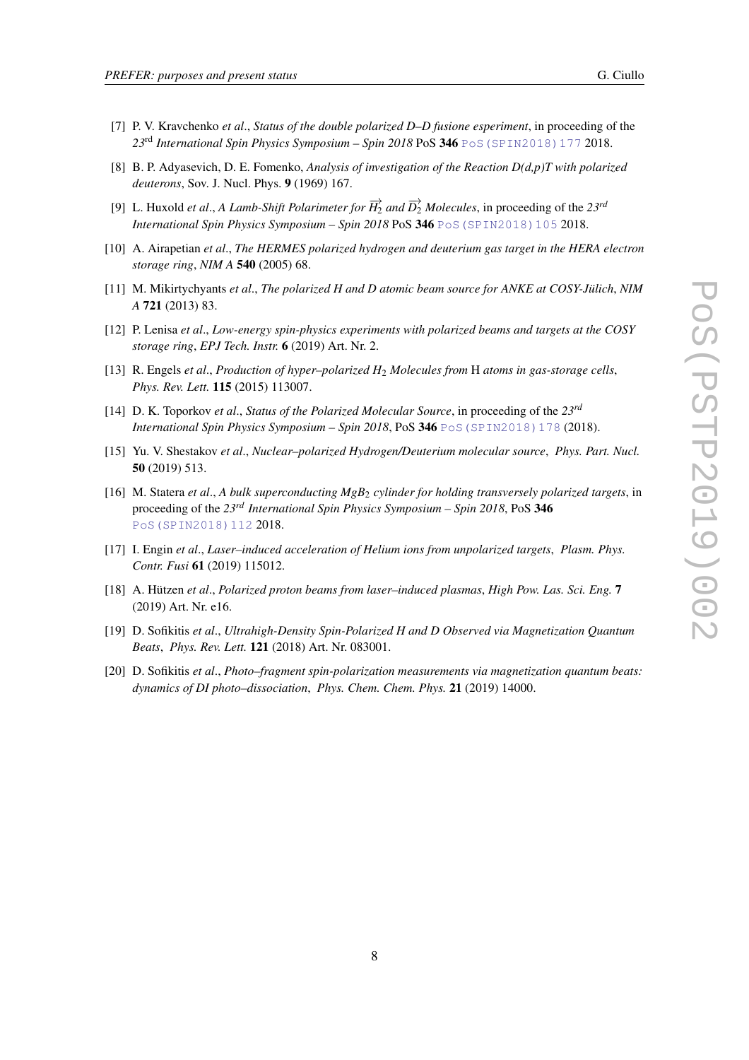[7] P. V. Kravchenko *et al.*, *Status of the double polarized D–D fusione esperiment*, in proceeding of the *23*[rd] *International Spin Physics Symposium – Spin 2018* PoS **346** PoS(SPIN2018)177 2018.

[8] B. P. Adyasevich, D. E. Fomenko, *Analysis of investigation of the Reaction D(d,p)T with polarized deuterons*, Sov. J. Nucl. Phys. **9** (1969) 167.

[9] L. Huxold *et al.*, *A Lamb-Shift Polarimeter for* $\overrightarrow{H_2}$ *and* $\overrightarrow{D_2}$ *Molecules*, in proceeding of the *23*[rd] *International Spin Physics Symposium – Spin 2018* PoS **346** PoS(SPIN2018)105 2018.

[10] A. Airapetian *et al.*, *The HERMES polarized hydrogen and deuterium gas target in the HERA electron storage ring*, *NIM A* **540** (2005) 68.

[11] M. Mikirtychyants *et al.*, *The polarized H and D atomic beam source for ANKE at COSY-Jülich*, *NIM A* **721** (2013) 83.

[12] P. Lenisa *et al.*, *Low-energy spin-physics experiments with polarized beams and targets at the COSY storage ring*, *EPJ Tech. Instr.* **6** (2019) Art. Nr. 2.

[13] R. Engels *et al.*, *Production of hyper–polarized* $H_2$ *Molecules from* H *atoms in gas-storage cells*, *Phys. Rev. Lett.* **115** (2015) 113007.

[14] D. K. Toporkov *et al.*, *Status of the Polarized Molecular Source*, in proceeding of the *23*[rd] *International Spin Physics Symposium – Spin 2018*, PoS **346** PoS(SPIN2018)178 (2018).

[15] Yu. V. Shestakov *et al.*, *Nuclear–polarized Hydrogen/Deuterium molecular source*, *Phys. Part. Nucl.* **50** (2019) 513.

[16] M. Statera *et al.*, *A bulk superconducting* $MgB_2$ *cylinder for holding transversely polarized targets*, in proceeding of the *23*[rd] *International Spin Physics Symposium – Spin 2018*, PoS **346** PoS(SPIN2018)112 2018.

[17] I. Engin *et al.*, *Laser–induced acceleration of Helium ions from unpolarized targets*, *Plasm. Phys. Contr. Fusi* **61** (2019) 115012.

[18] A. Hützen *et al.*, *Polarized proton beams from laser–induced plasmas*, *High Pow. Las. Sci. Eng.* **7** (2019) Art. Nr. e16.

[19] D. Sofikitis *et al.*, *Ultrahigh-Density Spin-Polarized H and D Observed via Magnetization Quantum Beats*, *Phys. Rev. Lett.* **121** (2018) Art. Nr. 083001.

[20] D. Sofikitis *et al.*, *Photo–fragment spin-polarization measurements via magnetization quantum beats: dynamics of DI photo–dissociation*, *Phys. Chem. Chem. Phys.* **21** (2019) 14000.